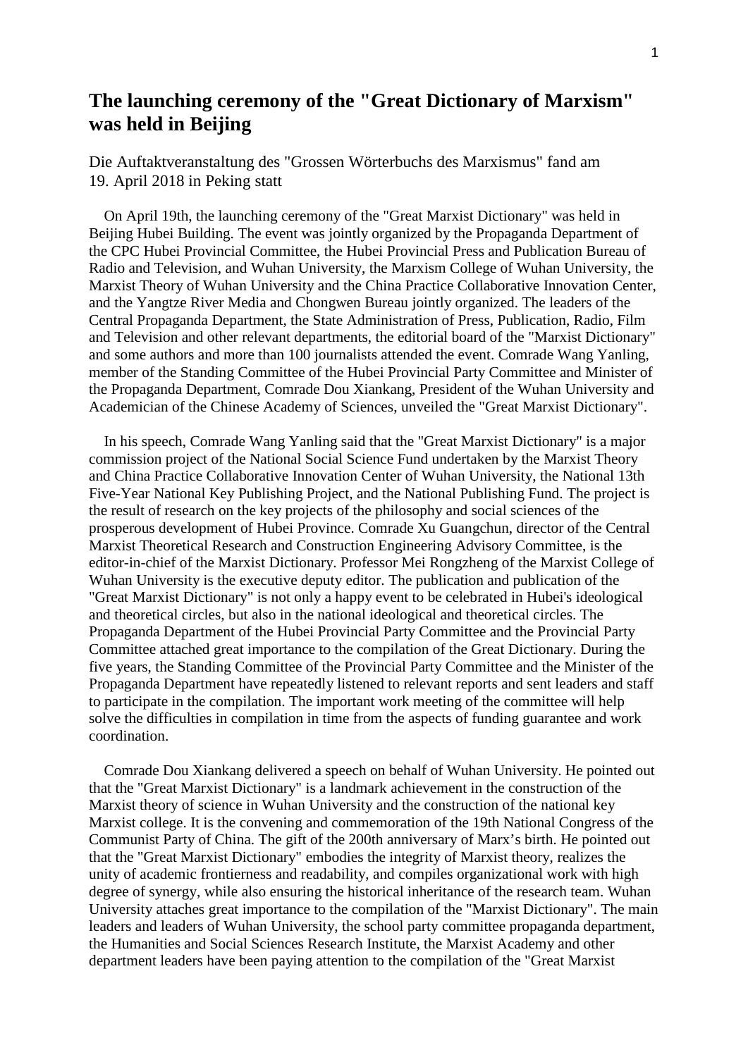# The launching ceremony of the "Great Dictionary of Marxism" was held in Beijing

Die Auftaktveranstaltung des "Grossen Wörterbuchs des Marxismus" fand am 19. April 2018 in Peking statt

On April 19th, the launching ceremony of the "Great Marxist Dictionary" was held in Beijing Hubei Building. The event was jointly organized by the Propaganda Department of the CPC Hubei Provincial Committee, the Hubei Provincial Press and Publication Bureau of Radio and Television, and Wuhan University, the Marxism College of Wuhan University, the Marxist Theory of Wuhan University and the China Practice Collaborative Innovation Center, and the Yangtze River Media and Chongwen Bureau jointly organized. The leaders of the Central Propaganda Department, the State Administration of Press, Publication, Radio, Film and Television and other relevant departments, the editorial board of the "Marxist Dictionary" and some authors and more than 100 journalists attended the event. Comrade Wang Yanling, member of the Standing Committee of the Hubei Provincial Party Committee and Minister of the Propaganda Department, Comrade Dou Xiankang, President of the Wuhan University and Academician of the Chinese Academy of Sciences, unveiled the "Great Marxist Dictionary".

In his speech, Comrade Wang Yanling said that the "Great Marxist Dictionary" is a major commission project of the National Social Science Fund undertaken by the Marxist Theory and China Practice Collaborative Innovation Center of Wuhan University, the National 13th Five-Year National Key Publishing Project, and the National Publishing Fund. The project is the result of research on the key projects of the philosophy and social sciences of the prosperous development of Hubei Province. Comrade Xu Guangchun, director of the Central Marxist Theoretical Research and Construction Engineering Advisory Committee, is the editor-in-chief of the Marxist Dictionary. Professor Mei Rongzheng of the Marxist College of Wuhan University is the executive deputy editor. The publication and publication of the "Great Marxist Dictionary" is not only a happy event to be celebrated in Hubei's ideological and theoretical circles, but also in the national ideological and theoretical circles. The Propaganda Department of the Hubei Provincial Party Committee and the Provincial Party Committee attached great importance to the compilation of the Great Dictionary. During the five years, the Standing Committee of the Provincial Party Committee and the Minister of the Propaganda Department have repeatedly listened to relevant reports and sent leaders and staff to participate in the compilation. The important work meeting of the committee will help solve the difficulties in compilation in time from the aspects of funding guarantee and work coordination.

Comrade Dou Xiankang delivered a speech on behalf of Wuhan University. He pointed out that the "Great Marxist Dictionary" is a landmark achievement in the construction of the Marxist theory of science in Wuhan University and the construction of the national key Marxist college. It is the convening and commemoration of the 19th National Congress of the Communist Party of China. The gift of the 200th anniversary of Marx's birth. He pointed out that the "Great Marxist Dictionary" embodies the integrity of Marxist theory, realizes the unity of academic frontierness and readability, and compiles organizational work with high degree of synergy, while also ensuring the historical inheritance of the research team. Wuhan University attaches great importance to the compilation of the "Marxist Dictionary". The main leaders and leaders of Wuhan University, the school party committee propaganda department, the Humanities and Social Sciences Research Institute, the Marxist Academy and other department leaders have been paying attention to the compilation of the "Great Marxist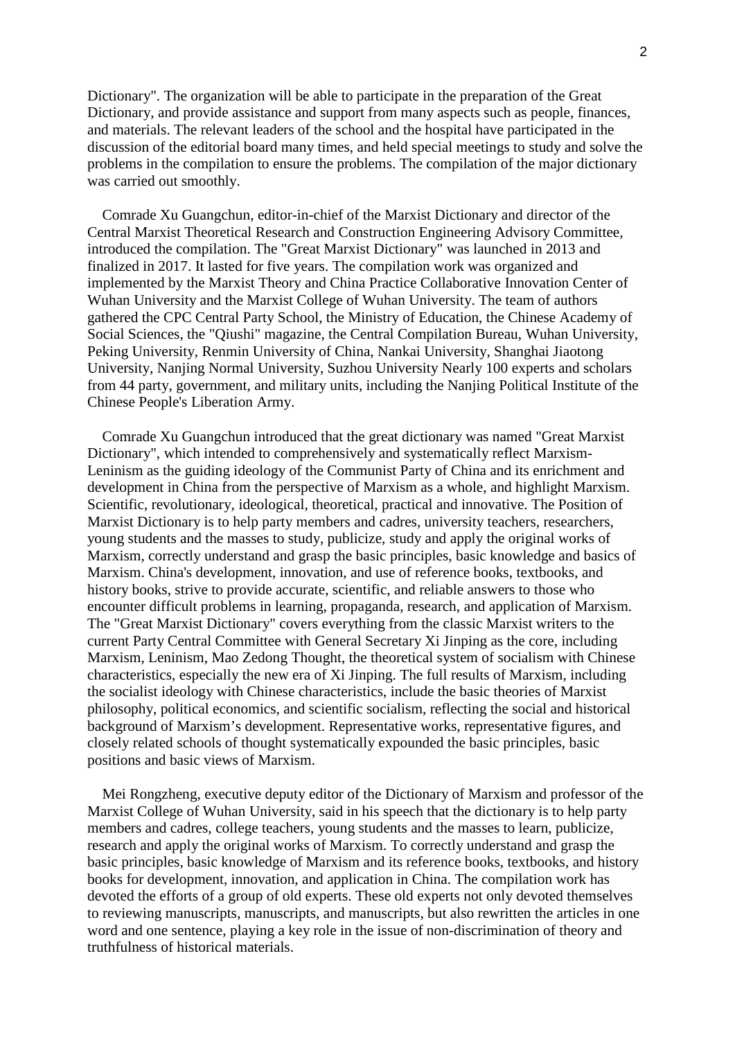Dictionary". The organization will be able to participate in the preparation of the Great Dictionary, and provide assistance and support from many aspects such as people, finances, and materials. The relevant leaders of the school and the hospital have participated in the discussion of the editorial board many times, and held special meetings to study and solve the problems in the compilation to ensure the problems. The compilation of the major dictionary was carried out smoothly.

Comrade Xu Guangchun, editor-in-chief of the Marxist Dictionary and director of the Central Marxist Theoretical Research and Construction Engineering Advisory Committee, introduced the compilation. The "Great Marxist Dictionary" was launched in 2013 and finalized in 2017. It lasted for five years. The compilation work was organized and implemented by the Marxist Theory and China Practice Collaborative Innovation Center of Wuhan University and the Marxist College of Wuhan University. The team of authors gathered the CPC Central Party School, the Ministry of Education, the Chinese Academy of Social Sciences, the "Qiushi" magazine, the Central Compilation Bureau, Wuhan University, Peking University, Renmin University of China, Nankai University, Shanghai Jiaotong University, Nanjing Normal University, Suzhou University Nearly 100 experts and scholars from 44 party, government, and military units, including the Nanjing Political Institute of the Chinese People's Liberation Army.

Comrade Xu Guangchun introduced that the great dictionary was named "Great Marxist Dictionary", which intended to comprehensively and systematically reflect Marxism-Leninism as the guiding ideology of the Communist Party of China and its enrichment and development in China from the perspective of Marxism as a whole, and highlight Marxism. Scientific, revolutionary, ideological, theoretical, practical and innovative. The Position of Marxist Dictionary is to help party members and cadres, university teachers, researchers, young students and the masses to study, publicize, study and apply the original works of Marxism, correctly understand and grasp the basic principles, basic knowledge and basics of Marxism. China's development, innovation, and use of reference books, textbooks, and history books, strive to provide accurate, scientific, and reliable answers to those who encounter difficult problems in learning, propaganda, research, and application of Marxism. The "Great Marxist Dictionary" covers everything from the classic Marxist writers to the current Party Central Committee with General Secretary Xi Jinping as the core, including Marxism, Leninism, Mao Zedong Thought, the theoretical system of socialism with Chinese characteristics, especially the new era of Xi Jinping. The full results of Marxism, including the socialist ideology with Chinese characteristics, include the basic theories of Marxist philosophy, political economics, and scientific socialism, reflecting the social and historical background of Marxism's development. Representative works, representative figures, and closely related schools of thought systematically expounded the basic principles, basic positions and basic views of Marxism.

Mei Rongzheng, executive deputy editor of the Dictionary of Marxism and professor of the Marxist College of Wuhan University, said in his speech that the dictionary is to help party members and cadres, college teachers, young students and the masses to learn, publicize, research and apply the original works of Marxism. To correctly understand and grasp the basic principles, basic knowledge of Marxism and its reference books, textbooks, and history books for development, innovation, and application in China. The compilation work has devoted the efforts of a group of old experts. These old experts not only devoted themselves to reviewing manuscripts, manuscripts, and manuscripts, but also rewritten the articles in one word and one sentence, playing a key role in the issue of non-discrimination of theory and truthfulness of historical materials.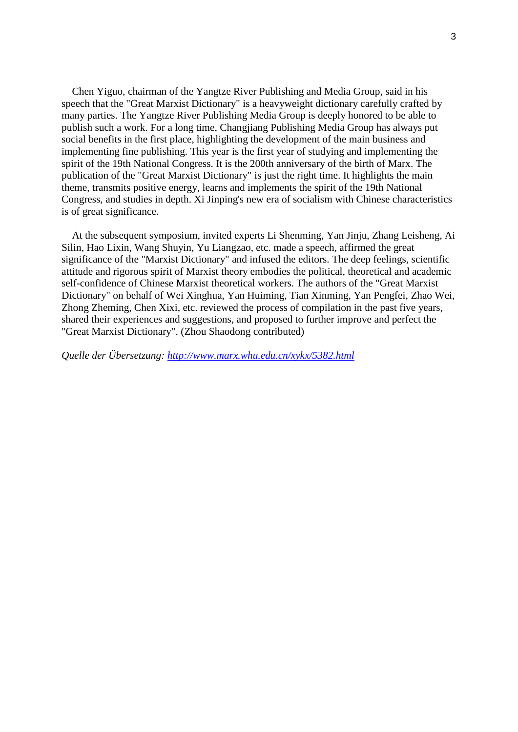Chen Yiguo, chairman of the Yangtze River Publishing and Media Group, said in his speech that the "Great Marxist Dictionary" is a heavyweight dictionary carefully crafted by many parties. The Yangtze River Publishing Media Group is deeply honored to be able to publish such a work. For a long time, Changjiang Publishing Media Group has always put social benefits in the first place, highlighting the development of the main business and implementing fine publishing. This year is the first year of studying and implementing the spirit of the 19th National Congress. It is the 200th anniversary of the birth of Marx. The publication of the "Great Marxist Dictionary" is just the right time. It highlights the main theme, transmits positive energy, learns and implements the spirit of the 19th National Congress, and studies in depth. Xi Jinping's new era of socialism with Chinese characteristics is of great significance.

At the subsequent symposium, invited experts Li Shenming, Yan Jinju, Zhang Leisheng, Ai Silin, Hao Lixin, Wang Shuyin, Yu Liangzao, etc. made a speech, affirmed the great significance of the "Marxist Dictionary" and infused the editors. The deep feelings, scientific attitude and rigorous spirit of Marxist theory embodies the political, theoretical and academic self-confidence of Chinese Marxist theoretical workers. The authors of the "Great Marxist Dictionary" on behalf of Wei Xinghua, Yan Huiming, Tian Xinming, Yan Pengfei, Zhao Wei, Zhong Zheming, Chen Xixi, etc. reviewed the process of compilation in the past five years, shared their experiences and suggestions, and proposed to further improve and perfect the "Great Marxist Dictionary". (Zhou Shaodong contributed)

*Quelle der Übersetzung: [http://www.marx.whu.edu.cn/xykx/5382.html](http://www.marx.whu.edu.cn/xykx/5382.html)*